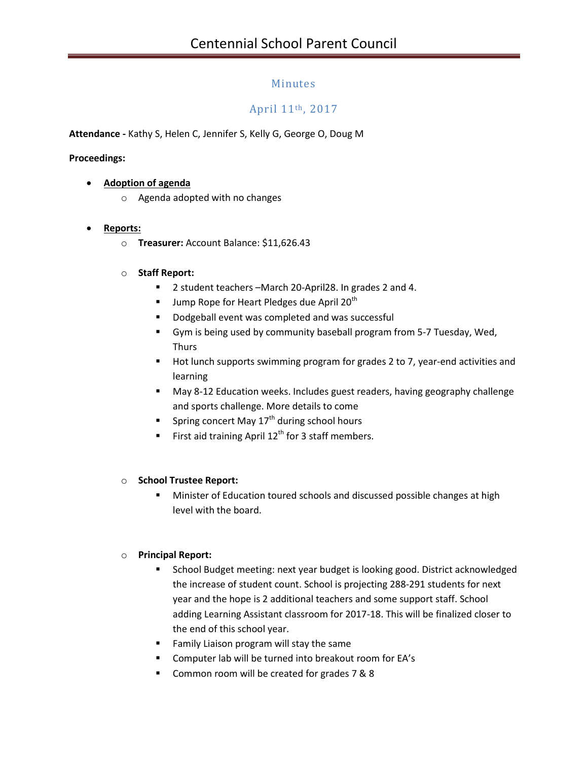# Centennial School Parent Council

## Minutes

## April 11th, 2017

**Attendance -** Kathy S, Helen C, Jennifer S, Kelly G, George O, Doug M

**Proceedings:**

- **Adoption of agenda**
  - Agenda adopted with no changes
- **Reports:**
  - **Treasurer:** Account Balance: $11,626.43
  - **Staff Report:**
    - 2 student teachers –March 20-April28. In grades 2 and 4.
    - Jump Rope for Heart Pledges due April 20th
    - Dodgeball event was completed and was successful
    - Gym is being used by community baseball program from 5-7 Tuesday, Wed, Thurs
    - Hot lunch supports swimming program for grades 2 to 7, year-end activities and learning
    - May 8-12 Education weeks. Includes guest readers, having geography challenge and sports challenge. More details to come
    - Spring concert May 17th during school hours
    - First aid training April 12th for 3 staff members.
  - **School Trustee Report:**
    - Minister of Education toured schools and discussed possible changes at high level with the board.
  - **Principal Report:**
    - School Budget meeting: next year budget is looking good. District acknowledged the increase of student count. School is projecting 288-291 students for next year and the hope is 2 additional teachers and some support staff. School adding Learning Assistant classroom for 2017-18. This will be finalized closer to the end of this school year.
    - Family Liaison program will stay the same
    - Computer lab will be turned into breakout room for EA's
    - Common room will be created for grades 7 & 8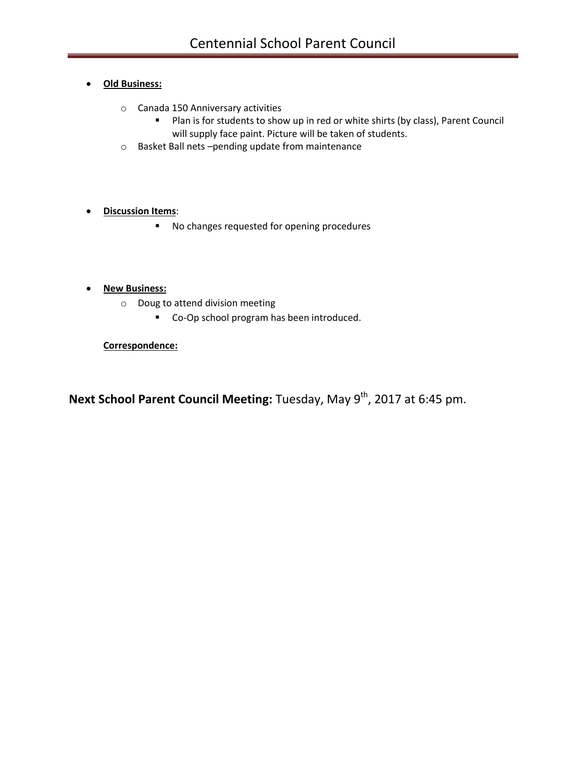- **Old Business:**
  - Canada 150 Anniversary activities
    - Plan is for students to show up in red or white shirts (by class), Parent Council will supply face paint. Picture will be taken of students.
  - Basket Ball nets –pending update from maintenance

- **Discussion Items**:
    - No changes requested for opening procedures

- **New Business:**
  - Doug to attend division meeting
    - Co-Op school program has been introduced.

**Correspondence:**

**Next School Parent Council Meeting:** Tuesday, May 9th, 2017 at 6:45 pm.